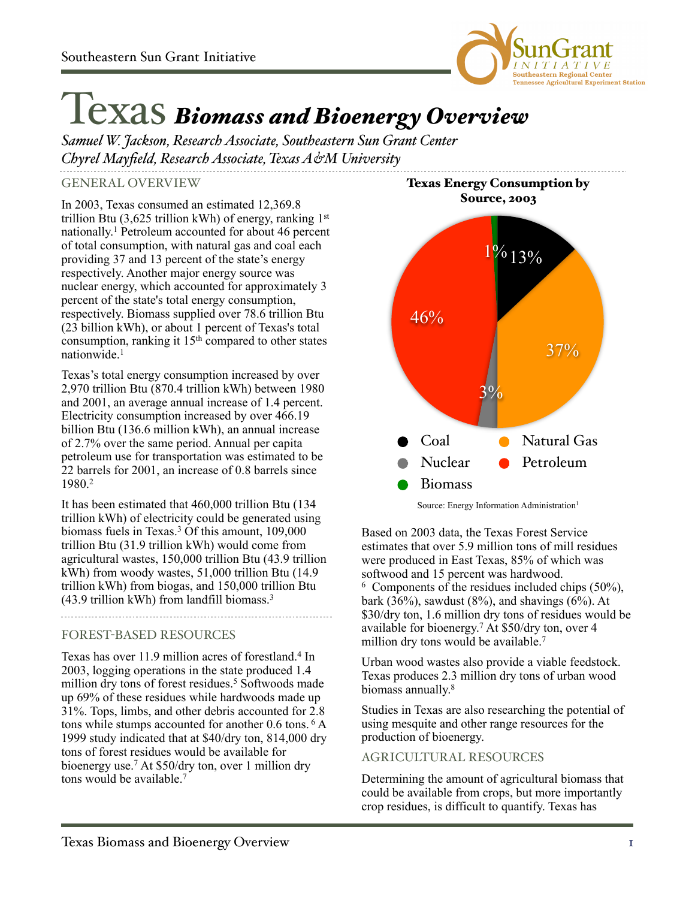# Texas *Biomass and Bioenergy Overview*

*Samuel W. Jackson, Research Associate, Southeastern Sun Grant Center*
*Chyrel Mayfield, Research Associate, Texas A&M University*

## GENERAL OVERVIEW

In 2003, Texas consumed an estimated 12,369.8 trillion Btu (3,625 trillion kWh) of energy, ranking 1st nationally.[1] Petroleum accounted for about 46 percent of total consumption, with natural gas and coal each providing 37 and 13 percent of the state's energy respectively. Another major energy source was nuclear energy, which accounted for approximately 3 percent of the state's total energy consumption, respectively. Biomass supplied over 78.6 trillion Btu (23 billion kWh), or about 1 percent of Texas's total consumption, ranking it 15th compared to other states nationwide.[1]

Texas's total energy consumption increased by over 2,970 trillion Btu (870.4 trillion kWh) between 1980 and 2001, an average annual increase of 1.4 percent. Electricity consumption increased by over 466.19 billion Btu (136.6 million kWh), an annual increase of 2.7% over the same period. Annual per capita petroleum use for transportation was estimated to be 22 barrels for 2001, an increase of 0.8 barrels since 1980.[2]

It has been estimated that 460,000 trillion Btu (134 trillion kWh) of electricity could be generated using biomass fuels in Texas.[3] Of this amount, 109,000 trillion Btu (31.9 trillion kWh) would come from agricultural wastes, 150,000 trillion Btu (43.9 trillion kWh) from woody wastes, 51,000 trillion Btu (14.9 trillion kWh) from biogas, and 150,000 trillion Btu (43.9 trillion kWh) from landfill biomass.[3]

**Texas Energy Consumption by Source, 2003**

| Source | Percent |
|---|---|
| Coal | 13% |
| Natural Gas | 37% |
| Nuclear | 3% |
| Petroleum | 46% |
| Biomass | 1% |

Source: Energy Information Administration[1]

## FOREST-BASED RESOURCES

Texas has over 11.9 million acres of forestland.[4] In 2003, logging operations in the state produced 1.4 million dry tons of forest residues.[5] Softwoods made up 69% of these residues while hardwoods made up 31%. Tops, limbs, and other debris accounted for 2.8 tons while stumps accounted for another 0.6 tons.[6] A 1999 study indicated that at $40/dry ton, 814,000 dry tons of forest residues would be available for bioenergy use.[7] At $50/dry ton, over 1 million dry tons would be available.[7]

Based on 2003 data, the Texas Forest Service estimates that over 5.9 million tons of mill residues were produced in East Texas, 85% of which was softwood and 15 percent was hardwood.[6] Components of the residues included chips (50%), bark (36%), sawdust (8%), and shavings (6%). At $30/dry ton, 1.6 million dry tons of residues would be available for bioenergy.[7] At $50/dry ton, over 4 million dry tons would be available.[7]

Urban wood wastes also provide a viable feedstock. Texas produces 2.3 million dry tons of urban wood biomass annually.[8]

Studies in Texas are also researching the potential of using mesquite and other range resources for the production of bioenergy.

## AGRICULTURAL RESOURCES

Determining the amount of agricultural biomass that could be available from crops, but more importantly crop residues, is difficult to quantify. Texas has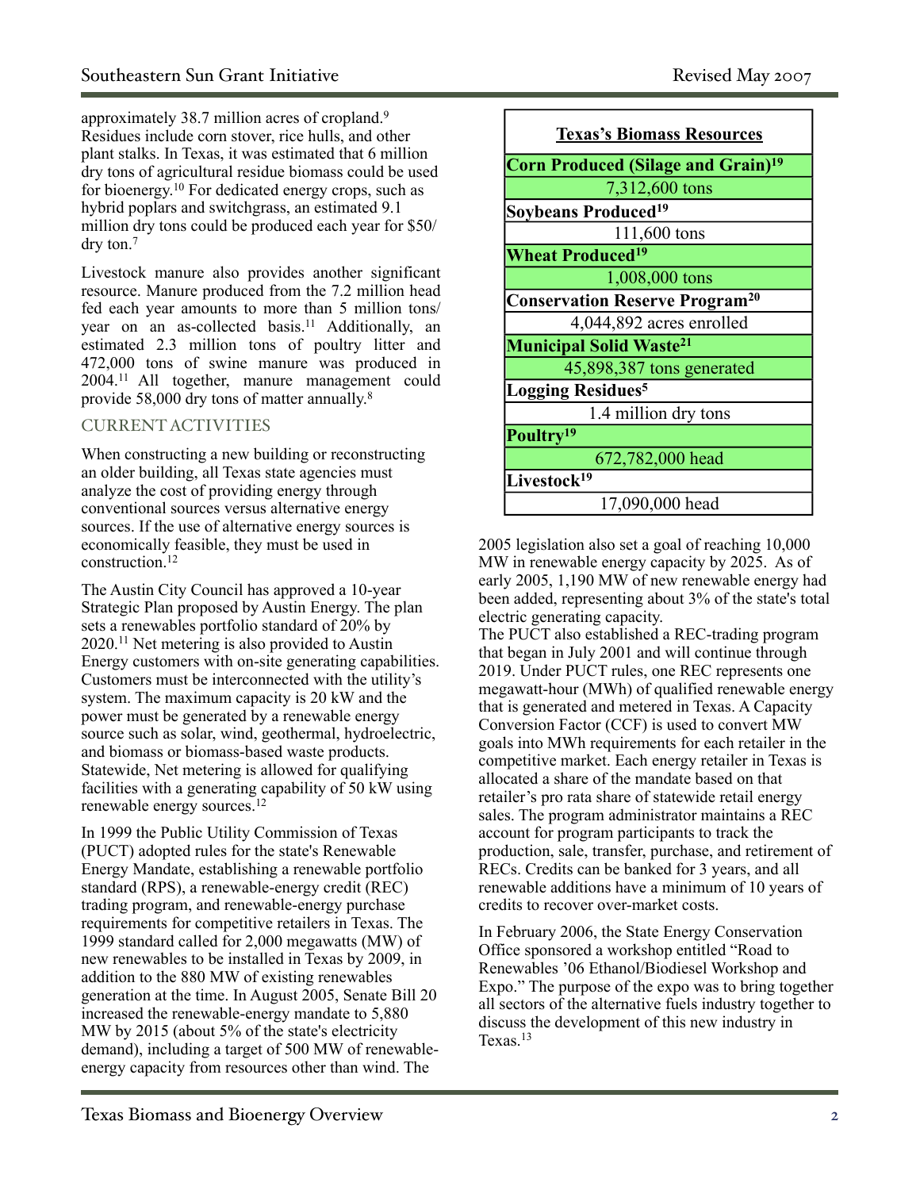approximately 38.7 million acres of cropland.[9] Residues include corn stover, rice hulls, and other plant stalks. In Texas, it was estimated that 6 million dry tons of agricultural residue biomass could be used for bioenergy.[10] For dedicated energy crops, such as hybrid poplars and switchgrass, an estimated 9.1 million dry tons could be produced each year for $50/dry ton.[7]

Livestock manure also provides another significant resource. Manure produced from the 7.2 million head fed each year amounts to more than 5 million tons/year on an as-collected basis.[11] Additionally, an estimated 2.3 million tons of poultry litter and 472,000 tons of swine manure was produced in 2004.[11] All together, manure management could provide 58,000 dry tons of matter annually.[8]

## CURRENT ACTIVITIES

When constructing a new building or reconstructing an older building, all Texas state agencies must analyze the cost of providing energy through conventional sources versus alternative energy sources. If the use of alternative energy sources is economically feasible, they must be used in construction.[12]

The Austin City Council has approved a 10-year Strategic Plan proposed by Austin Energy. The plan sets a renewables portfolio standard of 20% by 2020.[11] Net metering is also provided to Austin Energy customers with on-site generating capabilities. Customers must be interconnected with the utility's system. The maximum capacity is 20 kW and the power must be generated by a renewable energy source such as solar, wind, geothermal, hydroelectric, and biomass or biomass-based waste products. Statewide, Net metering is allowed for qualifying facilities with a generating capability of 50 kW using renewable energy sources.[12]

In 1999 the Public Utility Commission of Texas (PUCT) adopted rules for the state's Renewable Energy Mandate, establishing a renewable portfolio standard (RPS), a renewable-energy credit (REC) trading program, and renewable-energy purchase requirements for competitive retailers in Texas. The 1999 standard called for 2,000 megawatts (MW) of new renewables to be installed in Texas by 2009, in addition to the 880 MW of existing renewables generation at the time. In August 2005, Senate Bill 20 increased the renewable-energy mandate to 5,880 MW by 2015 (about 5% of the state's electricity demand), including a target of 500 MW of renewable-energy capacity from resources other than wind. The 2005 legislation also set a goal of reaching 10,000 MW in renewable energy capacity by 2025. As of early 2005, 1,190 MW of new renewable energy had been added, representing about 3% of the state's total electric generating capacity.

The PUCT also established a REC-trading program that began in July 2001 and will continue through 2019. Under PUCT rules, one REC represents one megawatt-hour (MWh) of qualified renewable energy that is generated and metered in Texas. A Capacity Conversion Factor (CCF) is used to convert MW goals into MWh requirements for each retailer in the competitive market. Each energy retailer in Texas is allocated a share of the mandate based on that retailer's pro rata share of statewide retail energy sales. The program administrator maintains a REC account for program participants to track the production, sale, transfer, purchase, and retirement of RECs. Credits can be banked for 3 years, and all renewable additions have a minimum of 10 years of credits to recover over-market costs.

In February 2006, the State Energy Conservation Office sponsored a workshop entitled "Road to Renewables '06 Ethanol/Biodiesel Workshop and Expo." The purpose of the expo was to bring together all sectors of the alternative fuels industry together to discuss the development of this new industry in Texas.[13]

| **Texas's Biomass Resources** |
|---|
| **Corn Produced (Silage and Grain)[19]** |
| 7,312,600 tons |
| **Soybeans Produced[19]** |
| 111,600 tons |
| **Wheat Produced[19]** |
| 1,008,000 tons |
| **Conservation Reserve Program[20]** |
| 4,044,892 acres enrolled |
| **Municipal Solid Waste[21]** |
| 45,898,387 tons generated |
| **Logging Residues[5]** |
| 1.4 million dry tons |
| **Poultry[19]** |
| 672,782,000 head |
| **Livestock[19]** |
| 17,090,000 head |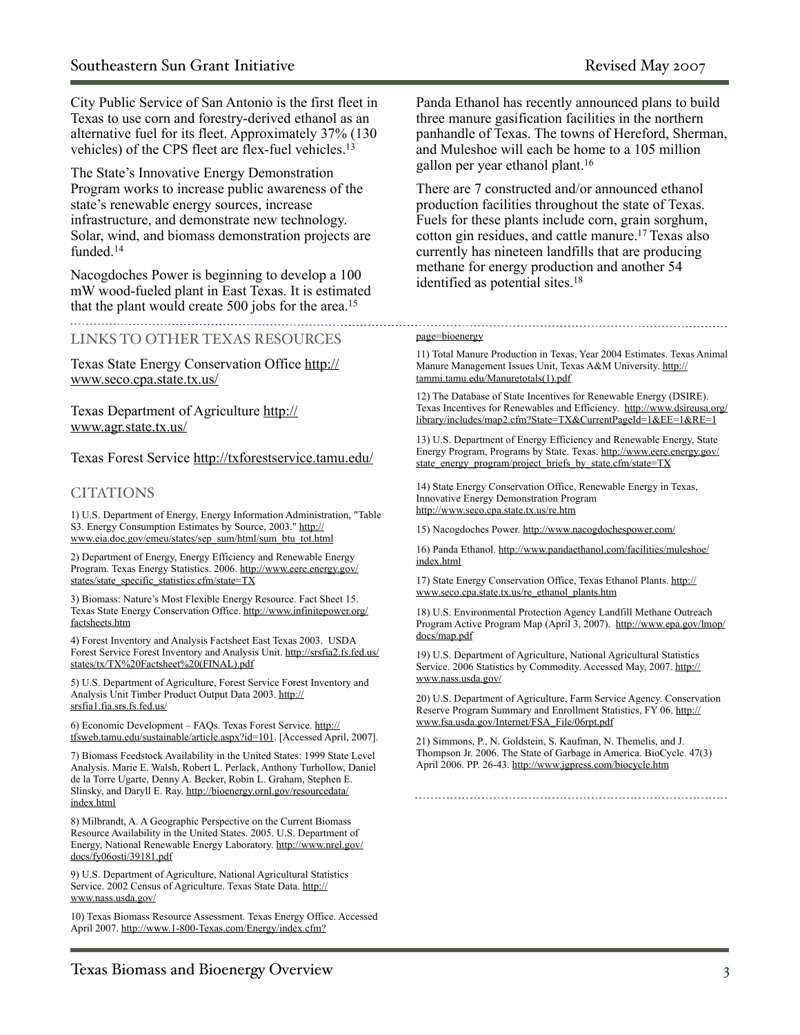City Public Service of San Antonio is the first fleet in Texas to use corn and forestry-derived ethanol as an alternative fuel for its fleet. Approximately 37% (130 vehicles) of the CPS fleet are flex-fuel vehicles.[13]

The State's Innovative Energy Demonstration Program works to increase public awareness of the state's renewable energy sources, increase infrastructure, and demonstrate new technology. Solar, wind, and biomass demonstration projects are funded.[14]

Nacogdoches Power is beginning to develop a 100 mW wood-fueled plant in East Texas. It is estimated that the plant would create 500 jobs for the area.[15]

Panda Ethanol has recently announced plans to build three manure gasification facilities in the northern panhandle of Texas. The towns of Hereford, Sherman, and Muleshoe will each be home to a 105 million gallon per year ethanol plant.[16]

There are 7 constructed and/or announced ethanol production facilities throughout the state of Texas. Fuels for these plants include corn, grain sorghum, cotton gin residues, and cattle manure.[17] Texas also currently has nineteen landfills that are producing methane for energy production and another 54 identified as potential sites.[18]

## LINKS TO OTHER TEXAS RESOURCES

Texas State Energy Conservation Office http://www.seco.cpa.state.tx.us/

Texas Department of Agriculture http://www.agr.state.tx.us/

Texas Forest Service http://txforestservice.tamu.edu/

## CITATIONS

1) U.S. Department of Energy, Energy Information Administration, "Table S3. Energy Consumption Estimates by Source, 2003." http://www.eia.doe.gov/emeu/states/sep_sum/html/sum_btu_tot.html

2) Department of Energy, Energy Efficiency and Renewable Energy Program. Texas Energy Statistics. 2006. http://www.eere.energy.gov/states/state_specific_statistics.cfm/state=TX

3) Biomass: Nature's Most Flexible Energy Resource. Fact Sheet 15. Texas State Energy Conservation Office. http://www.infinitepower.org/factsheets.htm

4) Forest Inventory and Analysis Factsheet East Texas 2003. USDA Forest Service Forest Inventory and Analysis Unit. http://srsfia2.fs.fed.us/states/tx/TX%20Factsheet%20(FINAL).pdf

5) U.S. Department of Agriculture, Forest Service Forest Inventory and Analysis Unit Timber Product Output Data 2003. http://srsfia1.fia.srs.fs.fed.us/

6) Economic Development – FAQs. Texas Forest Service. http://tfsweb.tamu.edu/sustainable/article.aspx?id=101. [Accessed April, 2007].

7) Biomass Feedstock Availability in the United States: 1999 State Level Analysis. Marie E. Walsh, Robert L. Perlack, Anthony Turhollow, Daniel de la Torre Ugarte, Denny A. Becker, Robin L. Graham, Stephen E. Slinsky, and Daryll E. Ray. http://bioenergy.ornl.gov/resourcedata/index.html

8) Milbrandt, A. A Geographic Perspective on the Current Biomass Resource Availability in the United States. 2005. U.S. Department of Energy, National Renewable Energy Laboratory. http://www.nrel.gov/docs/fy06osti/39181.pdf

9) U.S. Department of Agriculture, National Agricultural Statistics Service. 2002 Census of Agriculture. Texas State Data. http://www.nass.usda.gov/

10) Texas Biomass Resource Assessment. Texas Energy Office. Accessed April 2007. http://www.1-800-Texas.com/Energy/index.cfm?page=bioenergy

11) Total Manure Production in Texas, Year 2004 Estimates. Texas Animal Manure Management Issues Unit, Texas A&M University. http://tammi.tamu.edu/Manuretotals(1).pdf

12) The Database of State Incentives for Renewable Energy (DSIRE). Texas Incentives for Renewables and Efficiency. http://www.dsireusa.org/library/includes/map2.cfm?State=TX&CurrentPageId=1&EE=1&RE=1

13) U.S. Department of Energy Efficiency and Renewable Energy, State Energy Program, Programs by State. Texas. http://www.eere.energy.gov/state_energy_program/project_briefs_by_state.cfm/state=TX

14) State Energy Conservation Office, Renewable Energy in Texas, Innovative Energy Demonstration Program http://www.seco.cpa.state.tx.us/re.htm

15) Nacogdoches Power. http://www.nacogdochespower.com/

16) Panda Ethanol. http://www.pandaethanol.com/facilities/muleshoe/index.html

17) State Energy Conservation Office, Texas Ethanol Plants. http://www.seco.cpa.state.tx.us/re_ethanol_plants.htm

18) U.S. Environmental Protection Agency Landfill Methane Outreach Program Active Program Map (April 3, 2007). http://www.epa.gov/lmop/docs/map.pdf

19) U.S. Department of Agriculture, National Agricultural Statistics Service. 2006 Statistics by Commodity. Accessed May, 2007. http://www.nass.usda.gov/

20) U.S. Department of Agriculture, Farm Service Agency. Conservation Reserve Program Summary and Enrollment Statistics, FY 06. http://www.fsa.usda.gov/Internet/FSA_File/06rpt.pdf

21) Simmons, P., N. Goldstein, S. Kaufman, N. Themelis, and J. Thompson Jr. 2006. The State of Garbage in America. BioCycle. 47(3) April 2006. PP. 26-43. http://www.jgpress.com/biocycle.htm